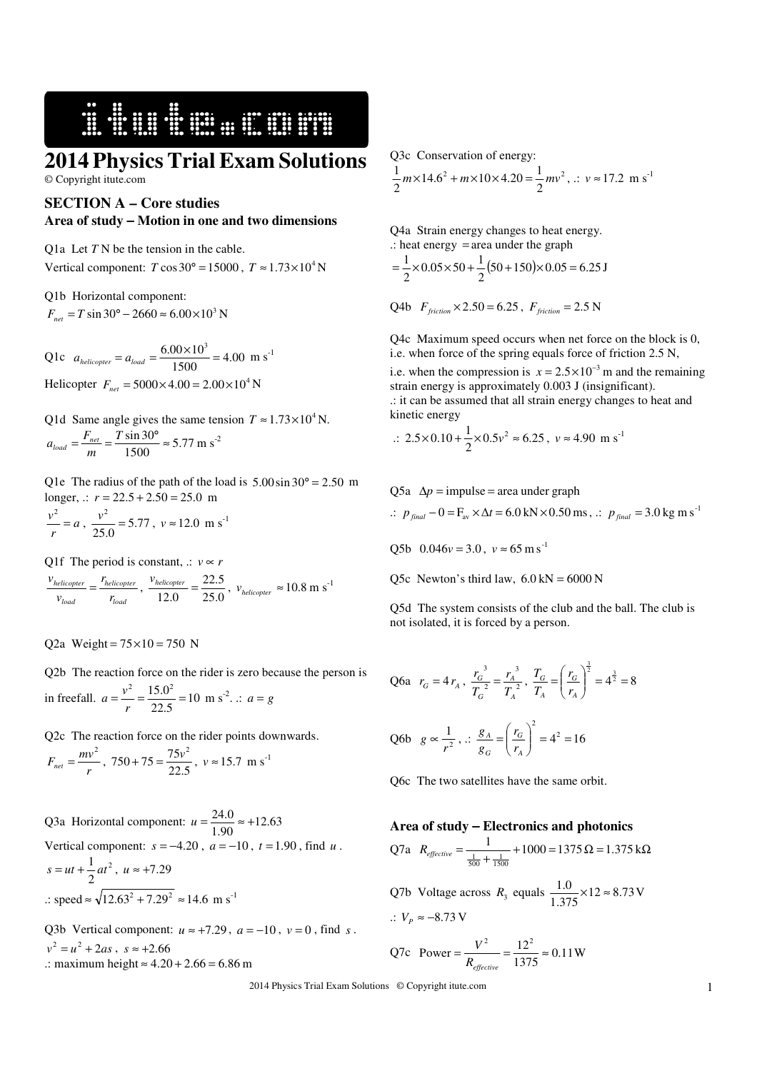# 2014 Physics Trial Exam Solutions

© Copyright itute.com

## SECTION A – Core studies

### Area of study – Motion in one and two dimensions

Q1a Let $T$ N be the tension in the cable.
Vertical component: $T\cos 30° = 15000$, $T \approx 1.73\times10^4$ N

Q1b Horizontal component:
$F_{net} = T\sin 30° - 2660 \approx 6.00\times10^3$ N

Q1c $a_{helicopter} = a_{load} = \dfrac{6.00\times10^3}{1500} = 4.00$ m s$^{-1}$

Helicopter $F_{net} = 5000\times4.00 = 2.00\times10^4$ N

Q1d Same angle gives the same tension $T \approx 1.73\times10^4$ N.
$a_{load} = \dfrac{F_{net}}{m} = \dfrac{T\sin 30°}{1500} \approx 5.77$ m s$^{-2}$

Q1e The radius of the path of the load is $5.00\sin 30° = 2.50$ m longer, .: $r = 22.5 + 2.50 = 25.0$ m
$\dfrac{v^2}{r} = a$, $\dfrac{v^2}{25.0} = 5.77$, $v \approx 12.0$ m s$^{-1}$

Q1f The period is constant, .: $v \propto r$
$\dfrac{v_{helicopter}}{v_{load}} = \dfrac{r_{helicopter}}{r_{load}}$, $\dfrac{v_{helicopter}}{12.0} = \dfrac{22.5}{25.0}$, $v_{helicopter} \approx 10.8$ m s$^{-1}$

Q2a Weight $= 75\times10 = 750$ N

Q2b The reaction force on the rider is zero because the person is in freefall. $a = \dfrac{v^2}{r} = \dfrac{15.0^2}{22.5} = 10$ m s$^{-2}$. .: $a = g$

Q2c The reaction force on the rider points downwards.
$F_{net} = \dfrac{mv^2}{r}$, $750 + 75 = \dfrac{75v^2}{22.5}$, $v \approx 15.7$ m s$^{-1}$

Q3a Horizontal component: $u = \dfrac{24.0}{1.90} \approx +12.63$
Vertical component: $s = -4.20$, $a = -10$, $t = 1.90$, find $u$.
$s = ut + \dfrac{1}{2}at^2$, $u \approx +7.29$
.: speed $\approx \sqrt{12.63^2 + 7.29^2} \approx 14.6$ m s$^{-1}$

Q3b Vertical component: $u \approx +7.29$, $a = -10$, $v = 0$, find $s$.
$v^2 = u^2 + 2as$, $s \approx +2.66$
.: maximum height $\approx 4.20 + 2.66 = 6.86$ m

Q3c Conservation of energy:
$\dfrac{1}{2}m\times14.6^2 + m\times10\times4.20 = \dfrac{1}{2}mv^2$, .: $v \approx 17.2$ m s$^{-1}$

Q4a Strain energy changes to heat energy.
.: heat energy $=$ area under the graph
$= \dfrac{1}{2}\times0.05\times50 + \dfrac{1}{2}(50+150)\times0.05 = 6.25$ J

Q4b $F_{friction}\times2.50 = 6.25$, $F_{friction} = 2.5$ N

Q4c Maximum speed occurs when net force on the block is 0, i.e. when force of the spring equals force of friction 2.5 N,
i.e. when the compression is $x = 2.5\times10^{-3}$ m and the remaining strain energy is approximately 0.003 J (insignificant).
.: it can be assumed that all strain energy changes to heat and kinetic energy
.: $2.5\times0.10 + \dfrac{1}{2}\times0.5v^2 \approx 6.25$, $v \approx 4.90$ m s$^{-1}$

Q5a $\Delta p =$ impulse $=$ area under graph
.: $p_{final} - 0 = F_{av}\times\Delta t = 6.0\,\text{kN}\times0.50\,\text{ms}$, .: $p_{final} = 3.0$ kg m s$^{-1}$

Q5b $0.046v = 3.0$, $v \approx 65$ m s$^{-1}$

Q5c Newton's third law, $6.0\,\text{kN} = 6000$ N

Q5d The system consists of the club and the ball. The club is not isolated, it is forced by a person.

Q6a $r_G = 4r_A$, $\dfrac{r_G^{\,3}}{T_G^{\,2}} = \dfrac{r_A^{\,3}}{T_A^{\,2}}$, $\dfrac{T_G}{T_A} = \left(\dfrac{r_G}{r_A}\right)^{\frac{3}{2}} = 4^{\frac{3}{2}} = 8$

Q6b $g \propto \dfrac{1}{r^2}$, .: $\dfrac{g_A}{g_G} = \left(\dfrac{r_G}{r_A}\right)^2 = 4^2 = 16$

Q6c The two satellites have the same orbit.

### Area of study – Electronics and photonics

Q7a $R_{effective} = \dfrac{1}{\frac{1}{500} + \frac{1}{1500}} + 1000 = 1375\,\Omega = 1.375\,\text{k}\Omega$

Q7b Voltage across $R_3$ equals $\dfrac{1.0}{1.375}\times12 \approx 8.73$ V
.: $V_P \approx -8.73$ V

Q7c Power $= \dfrac{V^2}{R_{effective}} = \dfrac{12^2}{1375} \approx 0.11$ W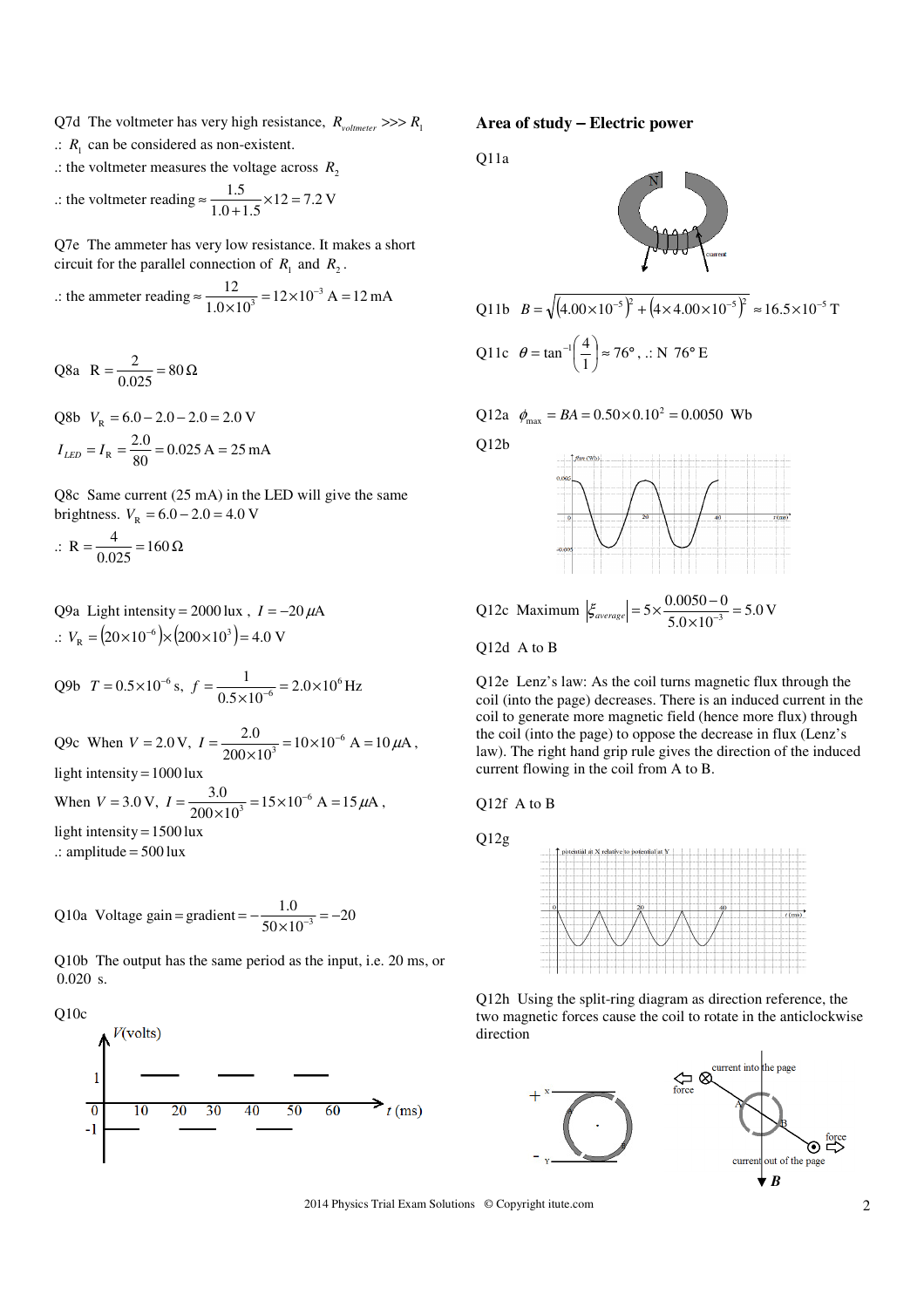Q7d The voltmeter has very high resistance, $R_{voltmeter} >>> R_1$

.: $R_1$ can be considered as non-existent.

.: the voltmeter measures the voltage across $R_2$

.: the voltmeter reading $\approx \frac{1.5}{1.0+1.5} \times 12 = 7.2$ V

Q7e The ammeter has very low resistance. It makes a short circuit for the parallel connection of $R_1$ and $R_2$.

.: the ammeter reading $\approx \frac{12}{1.0\times10^3} = 12\times10^{-3}$ A $= 12$ mA

Q8a $\mathrm{R} = \frac{2}{0.025} = 80\,\Omega$

Q8b $V_R = 6.0 - 2.0 - 2.0 = 2.0$ V

$I_{LED} = I_R = \frac{2.0}{80} = 0.025$ A $= 25$ mA

Q8c Same current (25 mA) in the LED will give the same brightness. $V_R = 6.0 - 2.0 = 4.0$ V

.: $\mathrm{R} = \frac{4}{0.025} = 160\,\Omega$

Q9a Light intensity = 2000 lux , $I = -20\,\mu$A

.: $V_R = (20\times10^{-6})\times(200\times10^3) = 4.0$ V

Q9b $T = 0.5\times10^{-6}$ s, $f = \frac{1}{0.5\times10^{-6}} = 2.0\times10^6$ Hz

Q9c When $V = 2.0$ V, $I = \frac{2.0}{200\times10^3} = 10\times10^{-6}$ A $= 10\,\mu$A ,

light intensity = 1000 lux

When $V = 3.0$ V, $I = \frac{3.0}{200\times10^3} = 15\times10^{-6}$ A $= 15\,\mu$A ,

light intensity = 1500 lux

.: amplitude = 500 lux

Q10a Voltage gain = gradient $= -\frac{1.0}{50\times10^{-3}} = -20$

Q10b The output has the same period as the input, i.e. 20 ms, or 0.020 s.

Q10c

## Area of study – Electric power

Q11a

Q11b $B = \sqrt{(4.00\times10^{-5})^2 + (4\times4.00\times10^{-5})^2} \approx 16.5\times10^{-5}$ T

Q11c $\theta = \tan^{-1}\left(\frac{4}{1}\right) \approx 76°$ , .: N 76° E

Q12a $\phi_{max} = BA = 0.50\times0.10^2 = 0.0050$ Wb

Q12b

Q12c Maximum $|\xi_{average}| = 5\times\frac{0.0050-0}{5.0\times10^{-3}} = 5.0$ V

Q12d A to B

Q12e Lenz's law: As the coil turns magnetic flux through the coil (into the page) decreases. There is an induced current in the coil to generate more magnetic field (hence more flux) through the coil (into the page) to oppose the decrease in flux (Lenz's law). The right hand grip rule gives the direction of the induced current flowing in the coil from A to B.

Q12f A to B

Q12g

Q12h Using the split-ring diagram as direction reference, the two magnetic forces cause the coil to rotate in the anticlockwise direction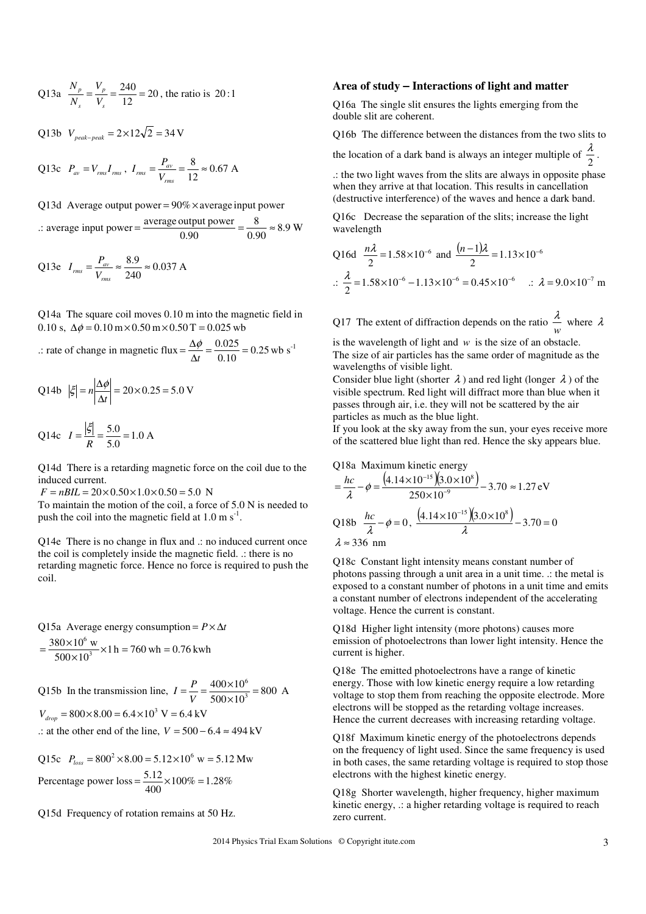Q13a $\frac{N_p}{N_s} = \frac{V_p}{V_s} = \frac{240}{12} = 20$, the ratio is $20:1$

Q13b $V_{peak-peak} = 2 \times 12\sqrt{2} = 34\ \text{V}$

Q13c $P_{av} = V_{rms} I_{rms}$, $I_{rms} = \frac{P_{av}}{V_{rms}} = \frac{8}{12} \approx 0.67\ \text{A}$

Q13d Average output power $= 90\% \times$ average input power

.: average input power $= \frac{\text{average output power}}{0.90} = \frac{8}{0.90} \approx 8.9\ \text{W}$

Q13e $I_{rms} = \frac{P_{av}}{V_{rms}} \approx \frac{8.9}{240} \approx 0.037\ \text{A}$

Q14a The square coil moves 0.10 m into the magnetic field in 0.10 s, $\Delta\phi = 0.10\ \text{m} \times 0.50\ \text{m} \times 0.50\ \text{T} = 0.025\ \text{wb}$

.: rate of change in magnetic flux $= \frac{\Delta\phi}{\Delta t} = \frac{0.025}{0.10} = 0.25\ \text{wb s}^{-1}$

Q14b $|\xi| = n\left|\frac{\Delta\phi}{\Delta t}\right| = 20 \times 0.25 = 5.0\ \text{V}$

Q14c $I = \frac{|\xi|}{R} = \frac{5.0}{5.0} = 1.0\ \text{A}$

Q14d There is a retarding magnetic force on the coil due to the induced current.

$F = nBIL = 20 \times 0.50 \times 1.0 \times 0.50 = 5.0\ \text{N}$

To maintain the motion of the coil, a force of 5.0 N is needed to push the coil into the magnetic field at 1.0 m s$^{-1}$.

Q14e There is no change in flux and .: no induced current once the coil is completely inside the magnetic field. .: there is no retarding magnetic force. Hence no force is required to push the coil.

Q15a Average energy consumption $= P \times \Delta t$

$= \frac{380 \times 10^6\ \text{w}}{500 \times 10^3} \times 1\ \text{h} = 760\ \text{wh} = 0.76\ \text{kwh}$

Q15b In the transmission line, $I = \frac{P}{V} = \frac{400 \times 10^6}{500 \times 10^3} = 800\ \text{A}$

$V_{drop} = 800 \times 8.00 = 6.4 \times 10^3\ \text{V} = 6.4\ \text{kV}$

.: at the other end of the line, $V = 500 - 6.4 \approx 494\ \text{kV}$

Q15c $P_{loss} = 800^2 \times 8.00 = 5.12 \times 10^6\ \text{w} = 5.12\ \text{Mw}$

Percentage power loss $= \frac{5.12}{400} \times 100\% = 1.28\%$

Q15d Frequency of rotation remains at 50 Hz.

## Area of study – Interactions of light and matter

Q16a The single slit ensures the lights emerging from the double slit are coherent.

Q16b The difference between the distances from the two slits to the location of a dark band is always an integer multiple of $\frac{\lambda}{2}$.

.: the two light waves from the slits are always in opposite phase when they arrive at that location. This results in cancellation (destructive interference) of the waves and hence a dark band.

Q16c Decrease the separation of the slits; increase the light wavelength

Q16d $\frac{n\lambda}{2} = 1.58 \times 10^{-6}$ and $\frac{(n-1)\lambda}{2} = 1.13 \times 10^{-6}$

.: $\frac{\lambda}{2} = 1.58 \times 10^{-6} - 1.13 \times 10^{-6} = 0.45 \times 10^{-6}$ .: $\lambda = 9.0 \times 10^{-7}\ \text{m}$

Q17 The extent of diffraction depends on the ratio $\frac{\lambda}{w}$ where $\lambda$ is the wavelength of light and $w$ is the size of an obstacle.

The size of air particles has the same order of magnitude as the wavelengths of visible light.

Consider blue light (shorter $\lambda$) and red light (longer $\lambda$) of the visible spectrum. Red light will diffract more than blue when it passes through air, i.e. they will not be scattered by the air particles as much as the blue light.

If you look at the sky away from the sun, your eyes receive more of the scattered blue light than red. Hence the sky appears blue.

Q18a Maximum kinetic energy

$= \frac{hc}{\lambda} - \phi = \frac{(4.14 \times 10^{-15})(3.0 \times 10^8)}{250 \times 10^{-9}} - 3.70 \approx 1.27\ \text{eV}$

Q18b $\frac{hc}{\lambda} - \phi = 0$, $\frac{(4.14 \times 10^{-15})(3.0 \times 10^8)}{\lambda} - 3.70 = 0$

$\lambda \approx 336\ \text{nm}$

Q18c Constant light intensity means constant number of photons passing through a unit area in a unit time. .: the metal is exposed to a constant number of photons in a unit time and emits a constant number of electrons independent of the accelerating voltage. Hence the current is constant.

Q18d Higher light intensity (more photons) causes more emission of photoelectrons than lower light intensity. Hence the current is higher.

Q18e The emitted photoelectrons have a range of kinetic energy. Those with low kinetic energy require a low retarding voltage to stop them from reaching the opposite electrode. More electrons will be stopped as the retarding voltage increases. Hence the current decreases with increasing retarding voltage.

Q18f Maximum kinetic energy of the photoelectrons depends on the frequency of light used. Since the same frequency is used in both cases, the same retarding voltage is required to stop those electrons with the highest kinetic energy.

Q18g Shorter wavelength, higher frequency, higher maximum kinetic energy, .: a higher retarding voltage is required to reach zero current.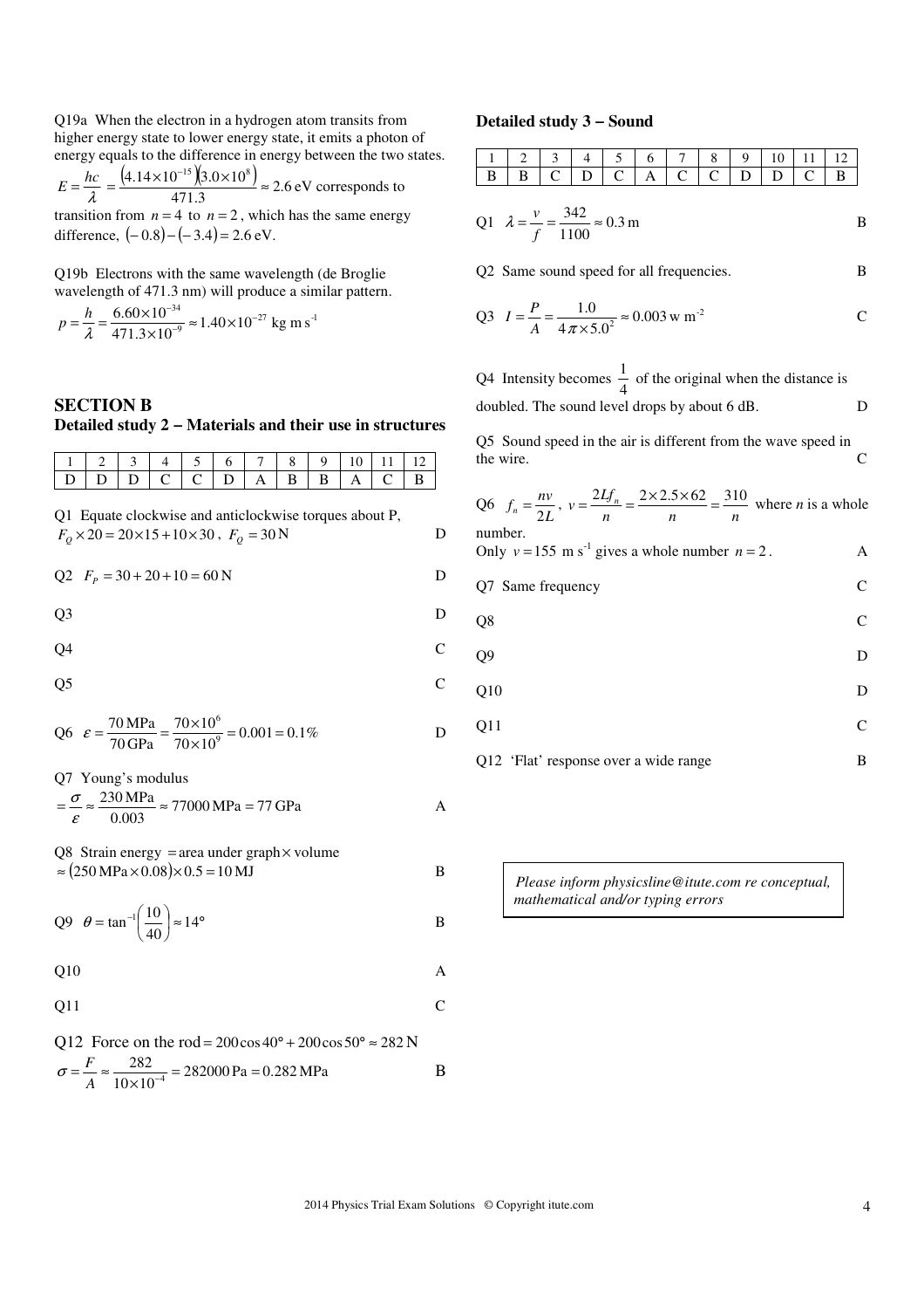Q19a When the electron in a hydrogen atom transits from higher energy state to lower energy state, it emits a photon of energy equals to the difference in energy between the two states.

$E = \frac{hc}{\lambda} = \frac{(4.14\times10^{-15})(3.0\times10^{8})}{471.3} \approx 2.6\,\text{eV}$ corresponds to transition from $n = 4$ to $n = 2$, which has the same energy difference, $(-0.8)-(-3.4) = 2.6\,\text{eV}$.

Q19b Electrons with the same wavelength (de Broglie wavelength of 471.3 nm) will produce a similar pattern.

$p = \frac{h}{\lambda} = \frac{6.60\times10^{-34}}{471.3\times10^{-9}} \approx 1.40\times10^{-27}\ \text{kg m s}^{-1}$

## SECTION B

### Detailed study 2 – Materials and their use in structures

| 1 | 2 | 3 | 4 | 5 | 6 | 7 | 8 | 9 | 10 | 11 | 12 |
|---|---|---|---|---|---|---|---|---|---|---|---|
| D | D | D | C | C | D | A | B | B | A | C | B |

Q1 Equate clockwise and anticlockwise torques about P, $F_Q \times 20 = 20\times15 + 10\times30$, $F_Q = 30\,\text{N}$ D

Q2 $F_P = 30 + 20 + 10 = 60\,\text{N}$ D

Q3 D

Q4 C

Q5 C

Q6 $\varepsilon = \frac{70\,\text{MPa}}{70\,\text{GPa}} = \frac{70\times10^{6}}{70\times10^{9}} = 0.001 = 0.1\%$ D

Q7 Young's modulus $= \frac{\sigma}{\varepsilon} \approx \frac{230\,\text{MPa}}{0.003} \approx 77000\,\text{MPa} = 77\,\text{GPa}$ A

Q8 Strain energy $=$ area under graph $\times$ volume $\approx (250\,\text{MPa}\times0.08)\times0.5 = 10\,\text{MJ}$ B

Q9 $\theta = \tan^{-1}\left(\frac{10}{40}\right) \approx 14°$ B

Q10 A

Q11 C

Q12 Force on the rod $= 200\cos40° + 200\cos50° \approx 282\,\text{N}$

$\sigma = \frac{F}{A} \approx \frac{282}{10\times10^{-4}} = 282000\,\text{Pa} = 0.282\,\text{MPa}$ B

### Detailed study 3 – Sound

| 1 | 2 | 3 | 4 | 5 | 6 | 7 | 8 | 9 | 10 | 11 | 12 |
|---|---|---|---|---|---|---|---|---|---|---|---|
| B | B | C | D | C | A | C | C | D | D | C | B |

Q1 $\lambda = \frac{v}{f} = \frac{342}{1100} \approx 0.3\,\text{m}$ B

Q2 Same sound speed for all frequencies. B

Q3 $I = \frac{P}{A} = \frac{1.0}{4\pi\times5.0^{2}} \approx 0.003\,\text{w m}^{-2}$ C

Q4 Intensity becomes $\frac{1}{4}$ of the original when the distance is doubled. The sound level drops by about 6 dB. D

Q5 Sound speed in the air is different from the wave speed in the wire. C

Q6 $f_n = \frac{nv}{2L}$, $v = \frac{2Lf_n}{n} = \frac{2\times2.5\times62}{n} = \frac{310}{n}$ where *n* is a whole number.
Only $v = 155\ \text{m s}^{-1}$ gives a whole number $n = 2$. A

Q7 Same frequency C

Q8 C

Q9 D

Q10 D

Q11 C

Q12 'Flat' response over a wide range B

*Please inform physicsline@itute.com re conceptual, mathematical and/or typing errors*